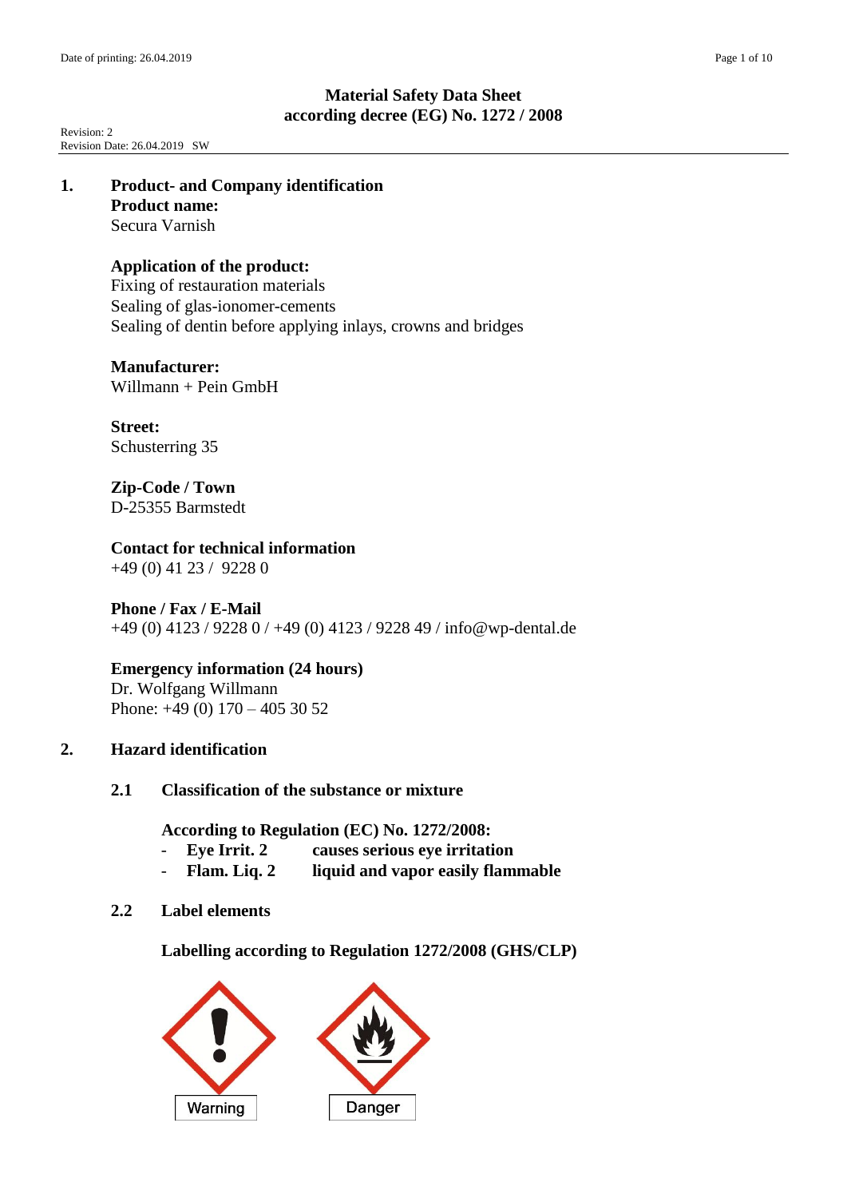# Material Safety Data Sheet
## according decree (EG) No. 1272 / 2008

Revision: 2
Revision Date: 26.04.2019 SW

## 1. Product- and Company identification

**Product name:**
Secura Varnish

**Application of the product:**
Fixing of restauration materials
Sealing of glas-ionomer-cements
Sealing of dentin before applying inlays, crowns and bridges

**Manufacturer:**
Willmann + Pein GmbH

**Street:**
Schusterring 35

**Zip-Code / Town**
D-25355 Barmstedt

**Contact for technical information**
+49 (0) 41 23 / 9228 0

**Phone / Fax / E-Mail**
+49 (0) 4123 / 9228 0 / +49 (0) 4123 / 9228 49 / info@wp-dental.de

**Emergency information (24 hours)**
Dr. Wolfgang Willmann
Phone: +49 (0) 170 – 405 30 52

## 2. Hazard identification

### 2.1 Classification of the substance or mixture

**According to Regulation (EC) No. 1272/2008:**

- **Eye Irrit. 2** **causes serious eye irritation**
- **Flam. Liq. 2** **liquid and vapor easily flammable**

### 2.2 Label elements

**Labelling according to Regulation 1272/2008 (GHS/CLP)**

Warning

Danger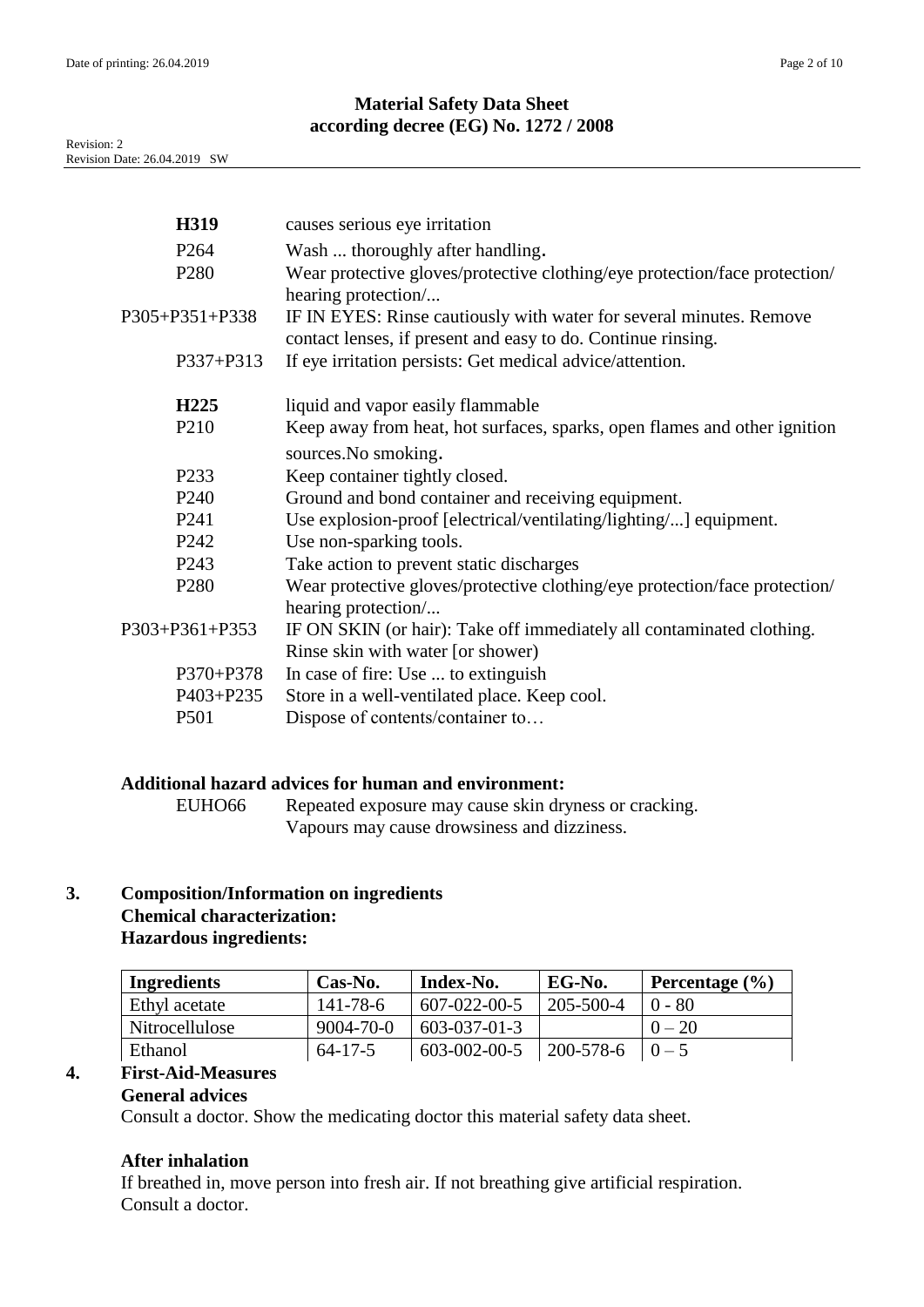**Material Safety Data Sheet**
**according decree (EG) No. 1272 / 2008**

Revision: 2
Revision Date: 26.04.2019 SW

| | |
|---|---|
| **H319** | causes serious eye irritation |
| P264 | Wash ... thoroughly after handling. |
| P280 | Wear protective gloves/protective clothing/eye protection/face protection/ hearing protection/... |
| P305+P351+P338 | IF IN EYES: Rinse cautiously with water for several minutes. Remove contact lenses, if present and easy to do. Continue rinsing. |
| P337+P313 | If eye irritation persists: Get medical advice/attention. |
| **H225** | liquid and vapor easily flammable |
| P210 | Keep away from heat, hot surfaces, sparks, open flames and other ignition sources.No smoking. |
| P233 | Keep container tightly closed. |
| P240 | Ground and bond container and receiving equipment. |
| P241 | Use explosion-proof [electrical/ventilating/lighting/...] equipment. |
| P242 | Use non-sparking tools. |
| P243 | Take action to prevent static discharges |
| P280 | Wear protective gloves/protective clothing/eye protection/face protection/ hearing protection/... |
| P303+P361+P353 | IF ON SKIN (or hair): Take off immediately all contaminated clothing. Rinse skin with water [or shower) |
| P370+P378 | In case of fire: Use ... to extinguish |
| P403+P235 | Store in a well-ventilated place. Keep cool. |
| P501 | Dispose of contents/container to… |

**Additional hazard advices for human and environment:**

EUHO66 Repeated exposure may cause skin dryness or cracking.
Vapours may cause drowsiness and dizziness.

## 3. Composition/Information on ingredients

**Chemical characterization:**

**Hazardous ingredients:**

| Ingredients | Cas-No. | Index-No. | EG-No. | Percentage (%) |
|---|---|---|---|---|
| Ethyl acetate | 141-78-6 | 607-022-00-5 | 205-500-4 | 0 - 80 |
| Nitrocellulose | 9004-70-0 | 603-037-01-3 | | 0 – 20 |
| Ethanol | 64-17-5 | 603-002-00-5 | 200-578-6 | 0 – 5 |

## 4. First-Aid-Measures

**General advices**

Consult a doctor. Show the medicating doctor this material safety data sheet.

**After inhalation**

If breathed in, move person into fresh air. If not breathing give artificial respiration. Consult a doctor.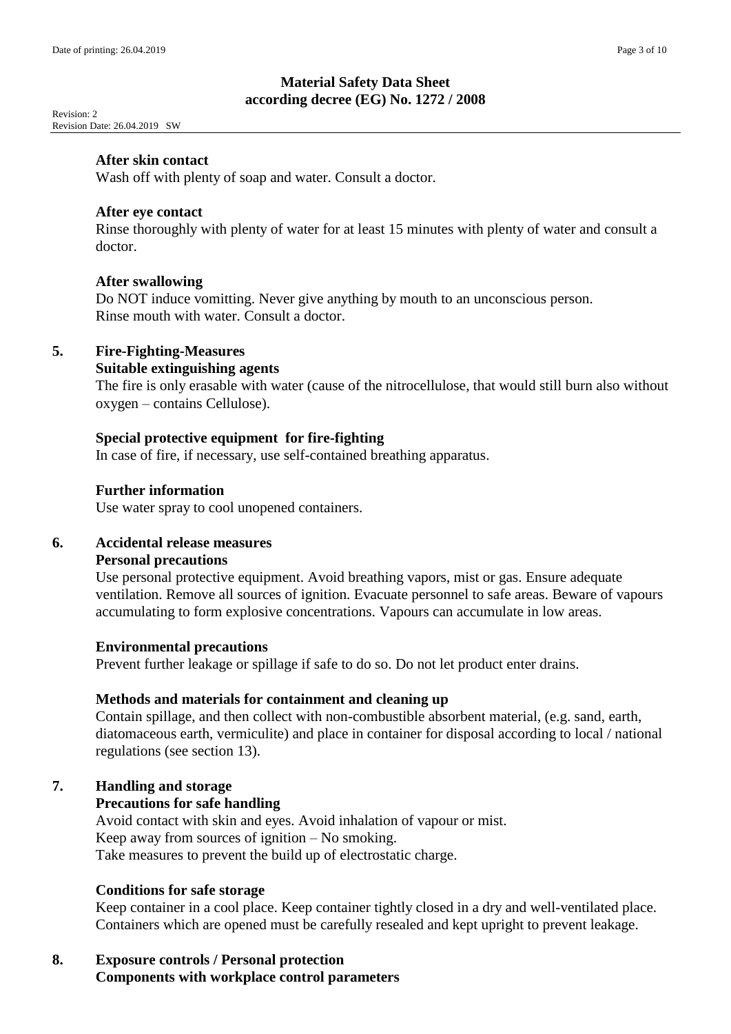**After skin contact**

Wash off with plenty of soap and water. Consult a doctor.

**After eye contact**

Rinse thoroughly with plenty of water for at least 15 minutes with plenty of water and consult a doctor.

**After swallowing**

Do NOT induce vomitting. Never give anything by mouth to an unconscious person.
Rinse mouth with water. Consult a doctor.

## 5. Fire-Fighting-Measures

**Suitable extinguishing agents**

The fire is only erasable with water (cause of the nitrocellulose, that would still burn also without oxygen – contains Cellulose).

**Special protective equipment for fire-fighting**

In case of fire, if necessary, use self-contained breathing apparatus.

**Further information**

Use water spray to cool unopened containers.

## 6. Accidental release measures

**Personal precautions**

Use personal protective equipment. Avoid breathing vapors, mist or gas. Ensure adequate ventilation. Remove all sources of ignition. Evacuate personnel to safe areas. Beware of vapours accumulating to form explosive concentrations. Vapours can accumulate in low areas.

**Environmental precautions**

Prevent further leakage or spillage if safe to do so. Do not let product enter drains.

**Methods and materials for containment and cleaning up**

Contain spillage, and then collect with non-combustible absorbent material, (e.g. sand, earth, diatomaceous earth, vermiculite) and place in container for disposal according to local / national regulations (see section 13).

## 7. Handling and storage

**Precautions for safe handling**

Avoid contact with skin and eyes. Avoid inhalation of vapour or mist.
Keep away from sources of ignition – No smoking.
Take measures to prevent the build up of electrostatic charge.

**Conditions for safe storage**

Keep container in a cool place. Keep container tightly closed in a dry and well-ventilated place. Containers which are opened must be carefully resealed and kept upright to prevent leakage.

## 8. Exposure controls / Personal protection

**Components with workplace control parameters**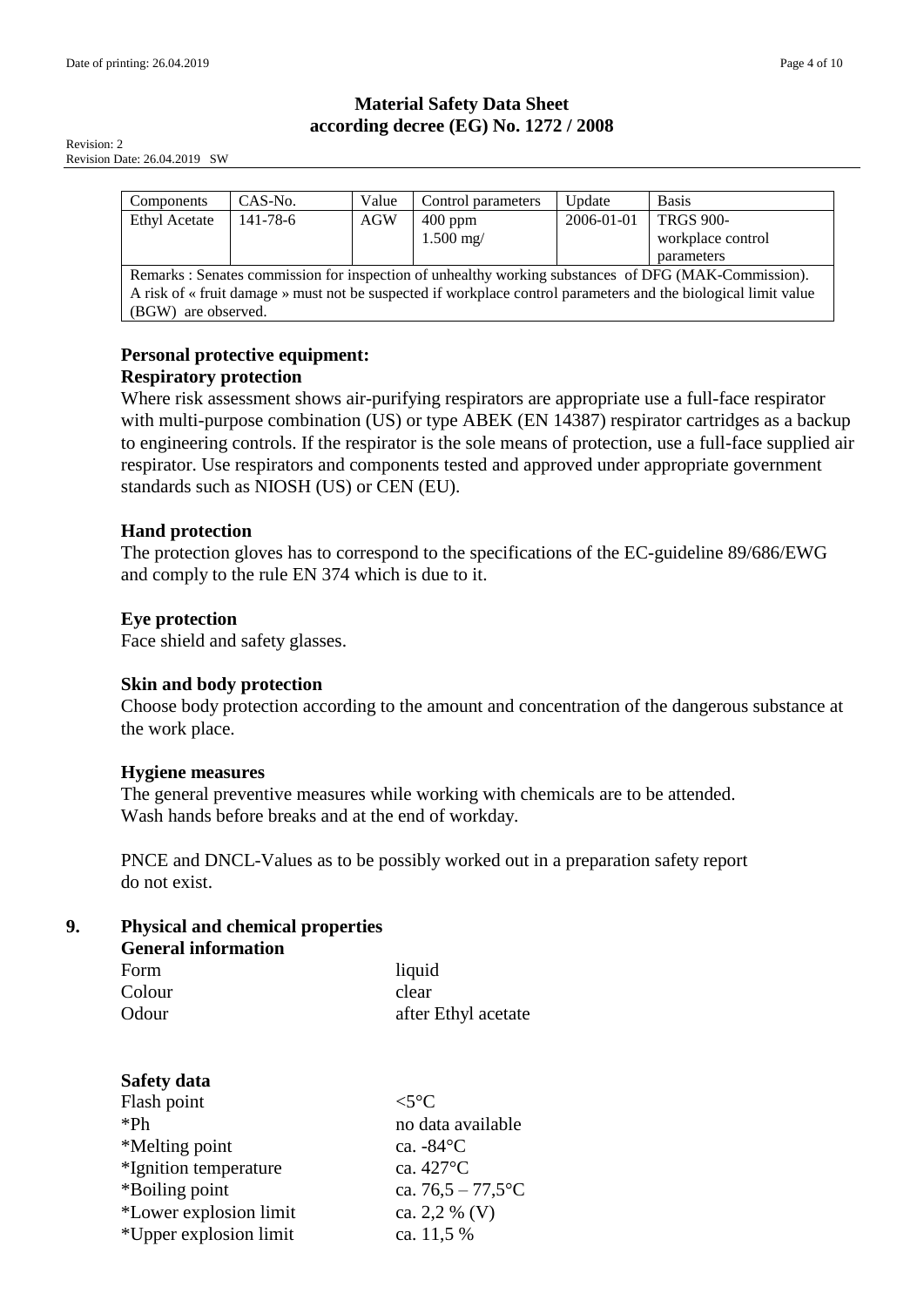| Components | CAS-No. | Value | Control parameters | Update | Basis |
|---|---|---|---|---|---|
| Ethyl Acetate | 141-78-6 | AGW | 400 ppm<br>1.500 mg/ | 2006-01-01 | TRGS 900-<br>workplace control parameters |
| Remarks : Senates commission for inspection of unhealthy working substances of DFG (MAK-Commission). A risk of « fruit damage » must not be suspected if workplace control parameters and the biological limit value (BGW) are observed. | | | | | |

**Personal protective equipment:**

**Respiratory protection**

Where risk assessment shows air-purifying respirators are appropriate use a full-face respirator with multi-purpose combination (US) or type ABEK (EN 14387) respirator cartridges as a backup to engineering controls. If the respirator is the sole means of protection, use a full-face supplied air respirator. Use respirators and components tested and approved under appropriate government standards such as NIOSH (US) or CEN (EU).

**Hand protection**

The protection gloves has to correspond to the specifications of the EC-guideline 89/686/EWG and comply to the rule EN 374 which is due to it.

**Eye protection**

Face shield and safety glasses.

**Skin and body protection**

Choose body protection according to the amount and concentration of the dangerous substance at the work place.

**Hygiene measures**

The general preventive measures while working with chemicals are to be attended.
Wash hands before breaks and at the end of workday.

PNCE and DNCL-Values as to be possibly worked out in a preparation safety report do not exist.

## 9. Physical and chemical properties

**General information**

| | |
|---|---|
| Form | liquid |
| Colour | clear |
| Odour | after Ethyl acetate |

**Safety data**

| | |
|---|---|
| Flash point | <5°C |
| *Ph | no data available |
| *Melting point | ca. -84°C |
| *Ignition temperature | ca. 427°C |
| *Boiling point | ca. 76,5 – 77,5°C |
| *Lower explosion limit | ca. 2,2 % (V) |
| *Upper explosion limit | ca. 11,5 % |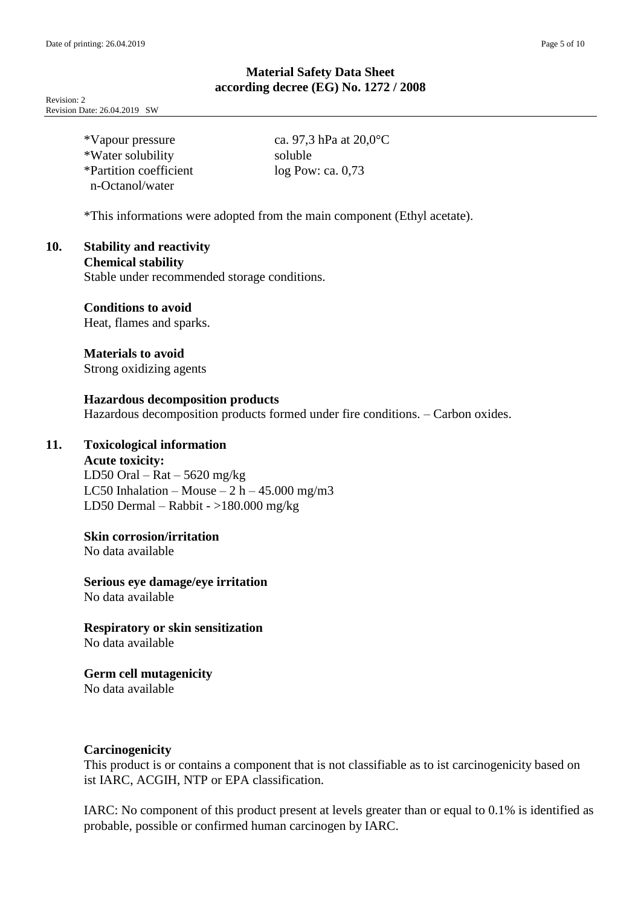*Vapour pressure ca. 97,3 hPa at 20,0°C
*Water solubility soluble
*Partition coefficient n-Octanol/water log Pow: ca. 0,73

*This informations were adopted from the main component (Ethyl acetate).

## 10. Stability and reactivity

**Chemical stability**
Stable under recommended storage conditions.

**Conditions to avoid**
Heat, flames and sparks.

**Materials to avoid**
Strong oxidizing agents

**Hazardous decomposition products**
Hazardous decomposition products formed under fire conditions. – Carbon oxides.

## 11. Toxicological information

**Acute toxicity:**
LD50 Oral – Rat – 5620 mg/kg
LC50 Inhalation – Mouse – 2 h – 45.000 mg/m3
LD50 Dermal – Rabbit - >180.000 mg/kg

**Skin corrosion/irritation**
No data available

**Serious eye damage/eye irritation**
No data available

**Respiratory or skin sensitization**
No data available

**Germ cell mutagenicity**
No data available

**Carcinogenicity**
This product is or contains a component that is not classifiable as to ist carcinogenicity based on ist IARC, ACGIH, NTP or EPA classification.

IARC: No component of this product present at levels greater than or equal to 0.1% is identified as probable, possible or confirmed human carcinogen by IARC.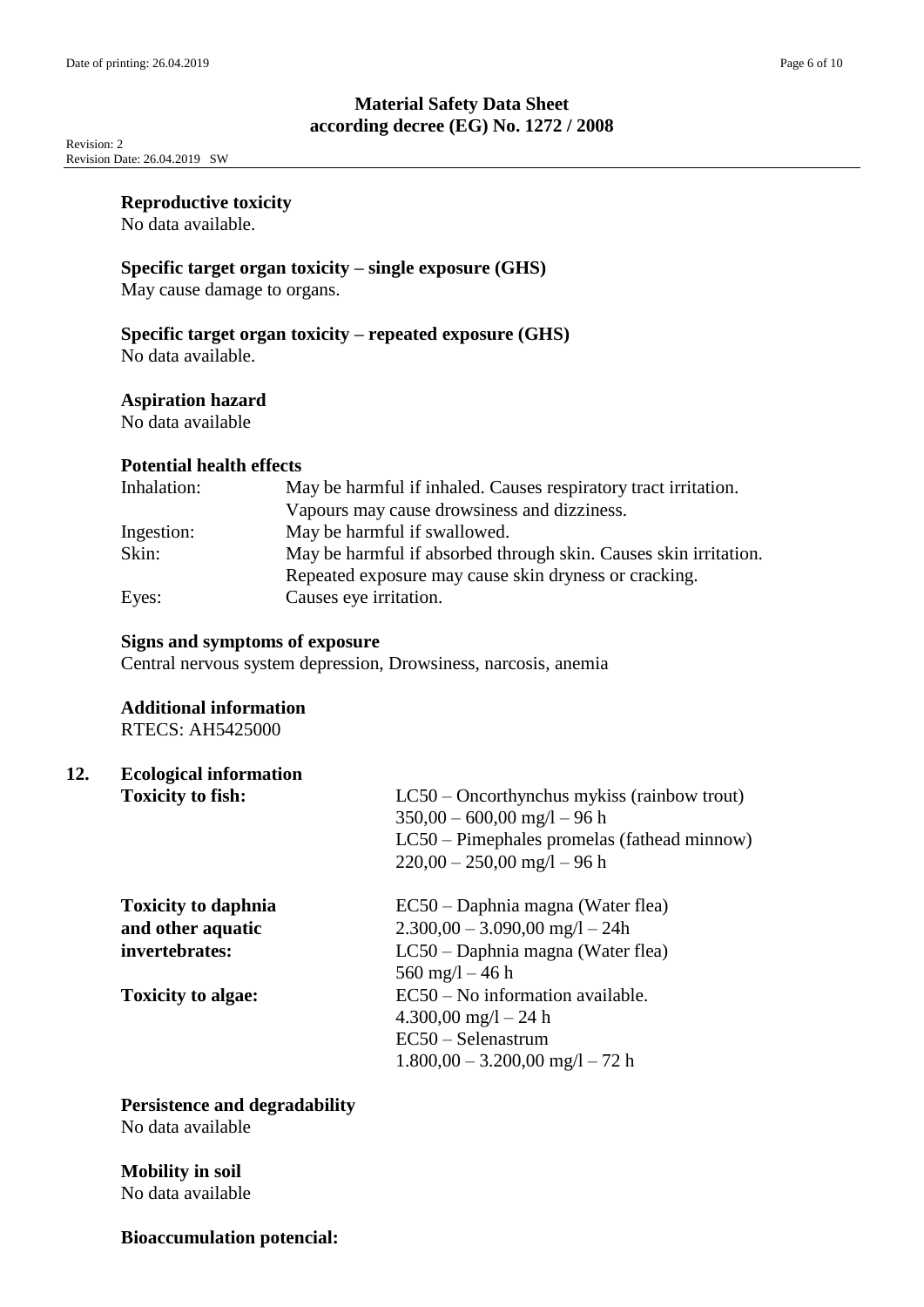**Reproductive toxicity**
No data available.

**Specific target organ toxicity – single exposure (GHS)**
May cause damage to organs.

**Specific target organ toxicity – repeated exposure (GHS)**
No data available.

**Aspiration hazard**
No data available

**Potential health effects**

| | |
|---|---|
| Inhalation: | May be harmful if inhaled. Causes respiratory tract irritation. Vapours may cause drowsiness and dizziness. |
| Ingestion: | May be harmful if swallowed. |
| Skin: | May be harmful if absorbed through skin. Causes skin irritation. Repeated exposure may cause skin dryness or cracking. |
| Eyes: | Causes eye irritation. |

**Signs and symptoms of exposure**
Central nervous system depression, Drowsiness, narcosis, anemia

**Additional information**
RTECS: AH5425000

## 12. Ecological information

| | |
|---|---|
| **Toxicity to fish:** | LC50 – Oncorthynchus mykiss (rainbow trout)<br>350,00 – 600,00 mg/l – 96 h<br>LC50 – Pimephales promelas (fathead minnow)<br>220,00 – 250,00 mg/l – 96 h |
| **Toxicity to daphnia and other aquatic invertebrates:** | EC50 – Daphnia magna (Water flea)<br>2.300,00 – 3.090,00 mg/l – 24h<br>LC50 – Daphnia magna (Water flea)<br>560 mg/l – 46 h |
| **Toxicity to algae:** | EC50 – No information available.<br>4.300,00 mg/l – 24 h<br>EC50 – Selenastrum<br>1.800,00 – 3.200,00 mg/l – 72 h |

**Persistence and degradability**
No data available

**Mobility in soil**
No data available

**Bioaccumulation potencial:**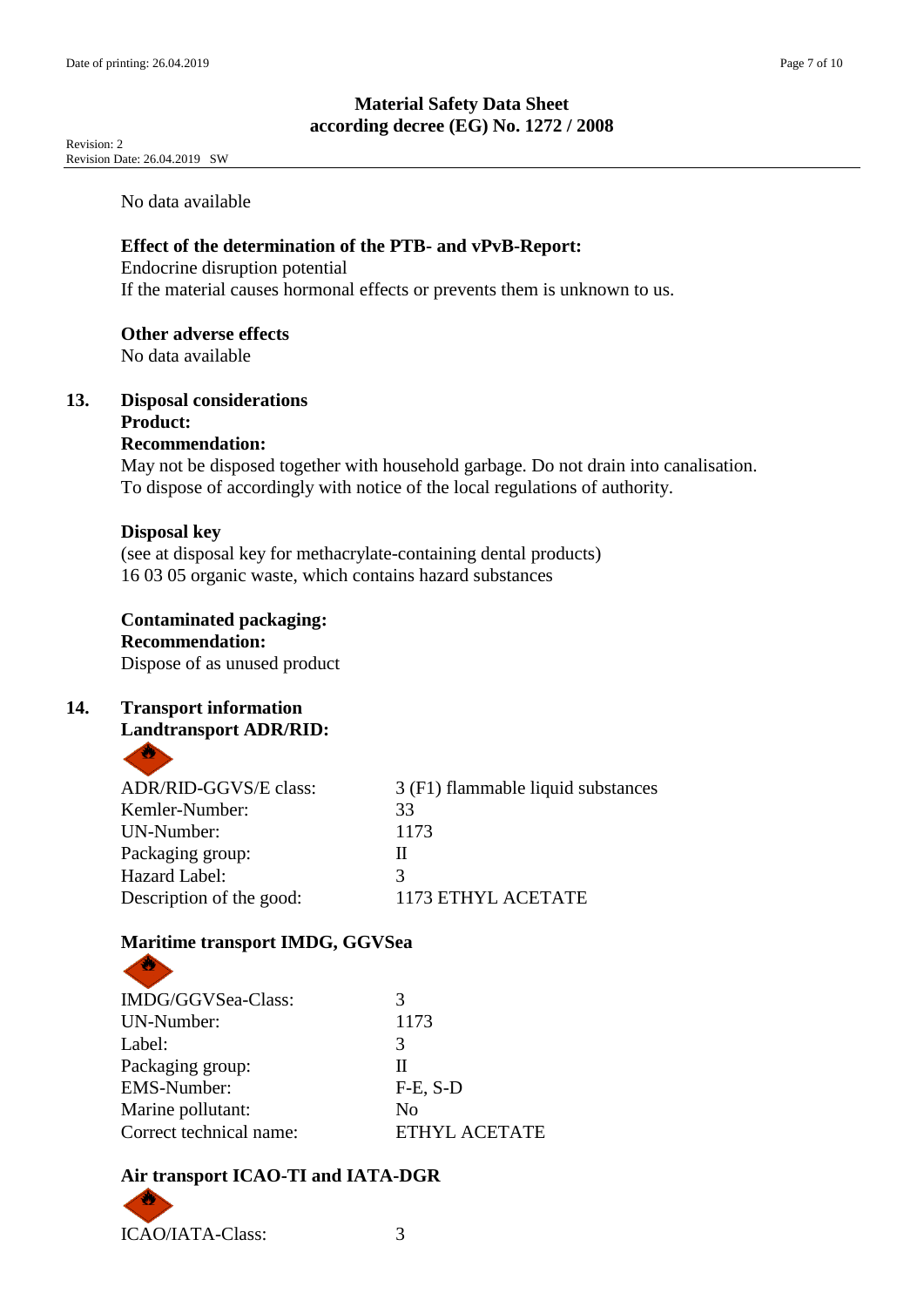No data available

**Effect of the determination of the PTB- and vPvB-Report:**
Endocrine disruption potential
If the material causes hormonal effects or prevents them is unknown to us.

**Other adverse effects**
No data available

## 13. Disposal considerations

**Product:**
**Recommendation:**
May not be disposed together with household garbage. Do not drain into canalisation.
To dispose of accordingly with notice of the local regulations of authority.

**Disposal key**
(see at disposal key for methacrylate-containing dental products)
16 03 05 organic waste, which contains hazard substances

**Contaminated packaging:**
**Recommendation:**
Dispose of as unused product

## 14. Transport information

**Landtransport ADR/RID:**

| | |
|---|---|
| ADR/RID-GGVS/E class: | 3 (F1) flammable liquid substances |
| Kemler-Number: | 33 |
| UN-Number: | 1173 |
| Packaging group: | II |
| Hazard Label: | 3 |
| Description of the good: | 1173 ETHYL ACETATE |

**Maritime transport IMDG, GGVSea**

| | |
|---|---|
| IMDG/GGVSea-Class: | 3 |
| UN-Number: | 1173 |
| Label: | 3 |
| Packaging group: | II |
| EMS-Number: | F-E, S-D |
| Marine pollutant: | No |
| Correct technical name: | ETHYL ACETATE |

**Air transport ICAO-TI and IATA-DGR**

| | |
|---|---|
| ICAO/IATA-Class: | 3 |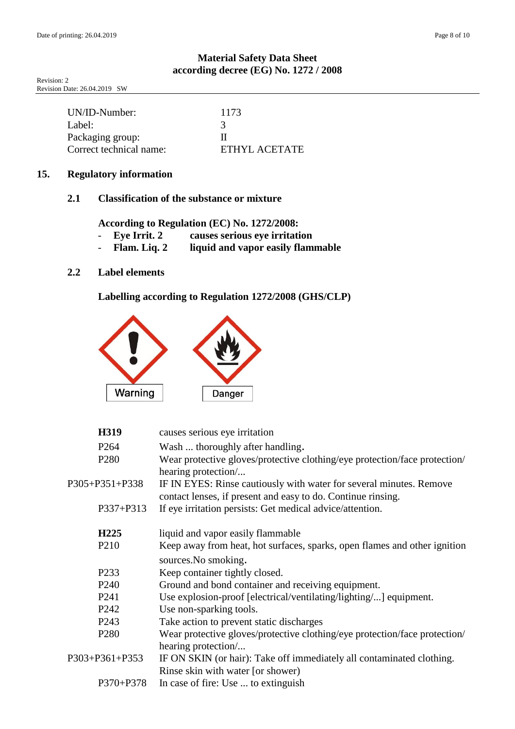Material Safety Data Sheet
according decree (EG) No. 1272 / 2008

Revision: 2
Revision Date: 26.04.2019 SW

| | |
|---|---|
| UN/ID-Number: | 1173 |
| Label: | 3 |
| Packaging group: | II |
| Correct technical name: | ETHYL ACETATE |

## 15. Regulatory information

### 2.1 Classification of the substance or mixture

**According to Regulation (EC) No. 1272/2008:**

- **Eye Irrit. 2** **causes serious eye irritation**
- **Flam. Liq. 2** **liquid and vapor easily flammable**

### 2.2 Label elements

**Labelling according to Regulation 1272/2008 (GHS/CLP)**

Warning Danger

| | |
|---|---|
| **H319** | causes serious eye irritation |
| P264 | Wash ... thoroughly after handling. |
| P280 | Wear protective gloves/protective clothing/eye protection/face protection/ hearing protection/... |
| P305+P351+P338 | IF IN EYES: Rinse cautiously with water for several minutes. Remove contact lenses, if present and easy to do. Continue rinsing. |
| P337+P313 | If eye irritation persists: Get medical advice/attention. |
| | |
| **H225** | liquid and vapor easily flammable |
| P210 | Keep away from heat, hot surfaces, sparks, open flames and other ignition sources.No smoking. |
| P233 | Keep container tightly closed. |
| P240 | Ground and bond container and receiving equipment. |
| P241 | Use explosion-proof [electrical/ventilating/lighting/...] equipment. |
| P242 | Use non-sparking tools. |
| P243 | Take action to prevent static discharges |
| P280 | Wear protective gloves/protective clothing/eye protection/face protection/ hearing protection/... |
| P303+P361+P353 | IF ON SKIN (or hair): Take off immediately all contaminated clothing. Rinse skin with water [or shower) |
| P370+P378 | In case of fire: Use ... to extinguish |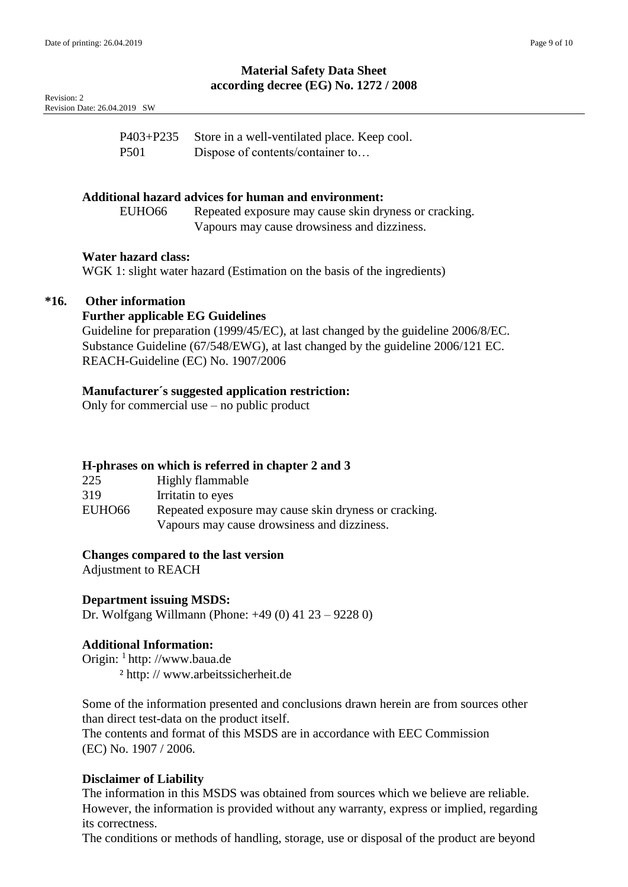P403+P235 Store in a well-ventilated place. Keep cool.
P501 Dispose of contents/container to…

**Additional hazard advices for human and environment:**

EUHO66 Repeated exposure may cause skin dryness or cracking.
Vapours may cause drowsiness and dizziness.

**Water hazard class:**

WGK 1: slight water hazard (Estimation on the basis of the ingredients)

## *16. Other information

**Further applicable EG Guidelines**

Guideline for preparation (1999/45/EC), at last changed by the guideline 2006/8/EC.
Substance Guideline (67/548/EWG), at last changed by the guideline 2006/121 EC.
REACH-Guideline (EC) No. 1907/2006

**Manufacturer´s suggested application restriction:**

Only for commercial use – no public product

**H-phrases on which is referred in chapter 2 and 3**

| | |
|---|---|
| 225 | Highly flammable |
| 319 | Irritatin to eyes |
| EUHO66 | Repeated exposure may cause skin dryness or cracking. Vapours may cause drowsiness and dizziness. |

**Changes compared to the last version**

Adjustment to REACH

**Department issuing MSDS:**

Dr. Wolfgang Willmann (Phone: +49 (0) 41 23 – 9228 0)

**Additional Information:**

Origin: [1] http: //www.baua.de
[2] http: // www.arbeitssicherheit.de

Some of the information presented and conclusions drawn herein are from sources other than direct test-data on the product itself.
The contents and format of this MSDS are in accordance with EEC Commission (EC) No. 1907 / 2006.

**Disclaimer of Liability**

The information in this MSDS was obtained from sources which we believe are reliable. However, the information is provided without any warranty, express or implied, regarding its correctness.
The conditions or methods of handling, storage, use or disposal of the product are beyond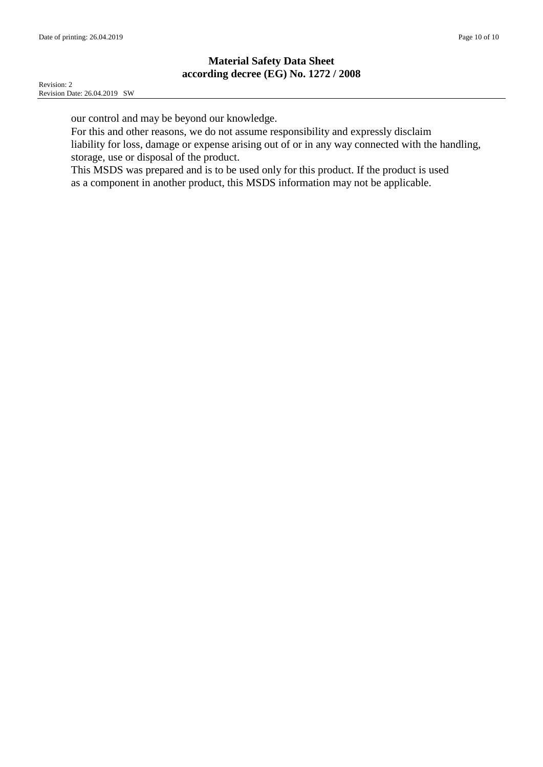our control and may be beyond our knowledge.
For this and other reasons, we do not assume responsibility and expressly disclaim liability for loss, damage or expense arising out of or in any way connected with the handling, storage, use or disposal of the product.
This MSDS was prepared and is to be used only for this product. If the product is used as a component in another product, this MSDS information may not be applicable.